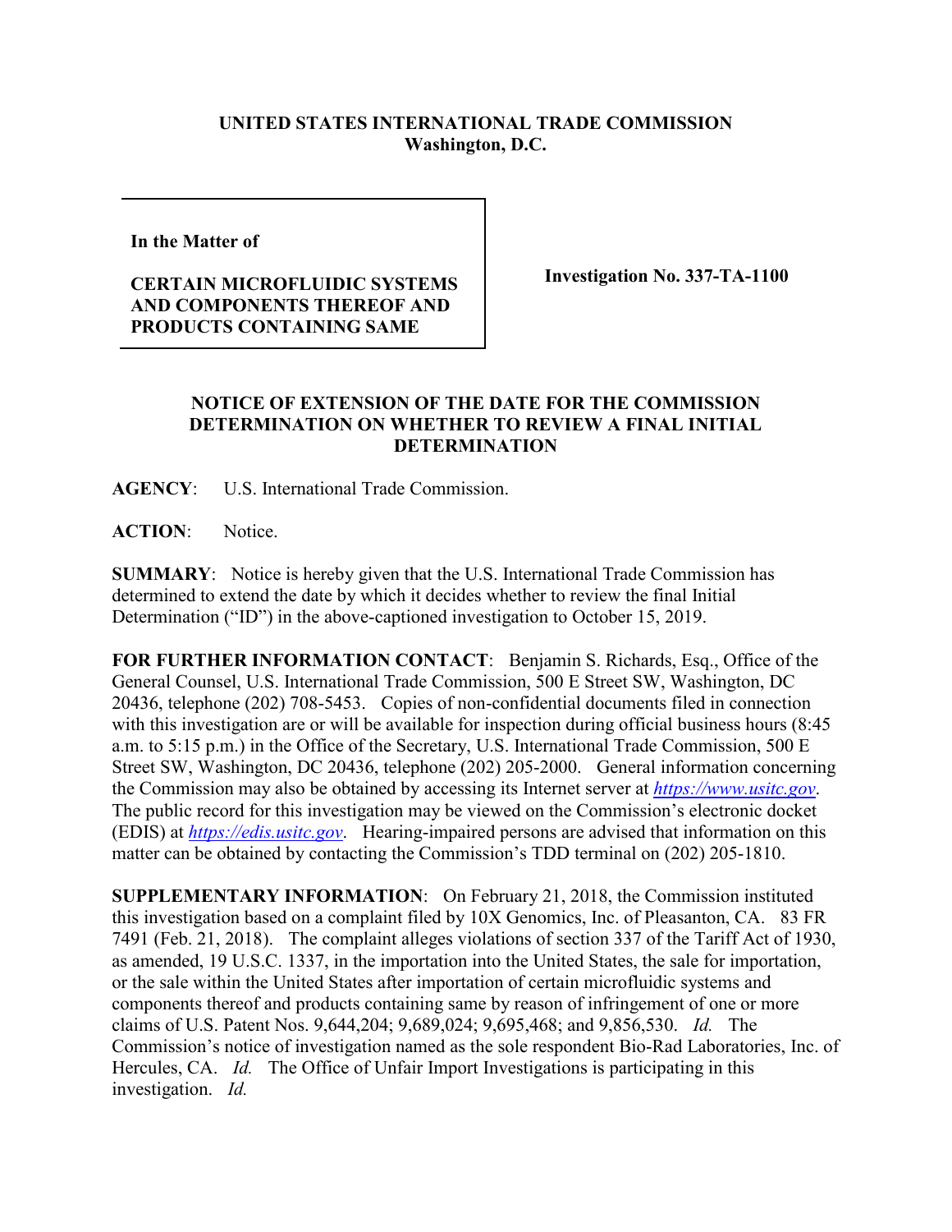**UNITED STATES INTERNATIONAL TRADE COMMISSION**
**Washington, D.C.**

**In the Matter of**

**CERTAIN MICROFLUIDIC SYSTEMS AND COMPONENTS THEREOF AND PRODUCTS CONTAINING SAME**

**Investigation No. 337-TA-1100**

## NOTICE OF EXTENSION OF THE DATE FOR THE COMMISSION DETERMINATION ON WHETHER TO REVIEW A FINAL INITIAL DETERMINATION

**AGENCY**: U.S. International Trade Commission.

**ACTION**: Notice.

**SUMMARY**: Notice is hereby given that the U.S. International Trade Commission has determined to extend the date by which it decides whether to review the final Initial Determination ("ID") in the above-captioned investigation to October 15, 2019.

**FOR FURTHER INFORMATION CONTACT**: Benjamin S. Richards, Esq., Office of the General Counsel, U.S. International Trade Commission, 500 E Street SW, Washington, DC 20436, telephone (202) 708-5453. Copies of non-confidential documents filed in connection with this investigation are or will be available for inspection during official business hours (8:45 a.m. to 5:15 p.m.) in the Office of the Secretary, U.S. International Trade Commission, 500 E Street SW, Washington, DC 20436, telephone (202) 205-2000. General information concerning the Commission may also be obtained by accessing its Internet server at *https://www.usitc.gov*. The public record for this investigation may be viewed on the Commission's electronic docket (EDIS) at *https://edis.usitc.gov*. Hearing-impaired persons are advised that information on this matter can be obtained by contacting the Commission's TDD terminal on (202) 205-1810.

**SUPPLEMENTARY INFORMATION**: On February 21, 2018, the Commission instituted this investigation based on a complaint filed by 10X Genomics, Inc. of Pleasanton, CA. 83 FR 7491 (Feb. 21, 2018). The complaint alleges violations of section 337 of the Tariff Act of 1930, as amended, 19 U.S.C. 1337, in the importation into the United States, the sale for importation, or the sale within the United States after importation of certain microfluidic systems and components thereof and products containing same by reason of infringement of one or more claims of U.S. Patent Nos. 9,644,204; 9,689,024; 9,695,468; and 9,856,530. *Id.* The Commission's notice of investigation named as the sole respondent Bio-Rad Laboratories, Inc. of Hercules, CA. *Id.* The Office of Unfair Import Investigations is participating in this investigation. *Id.*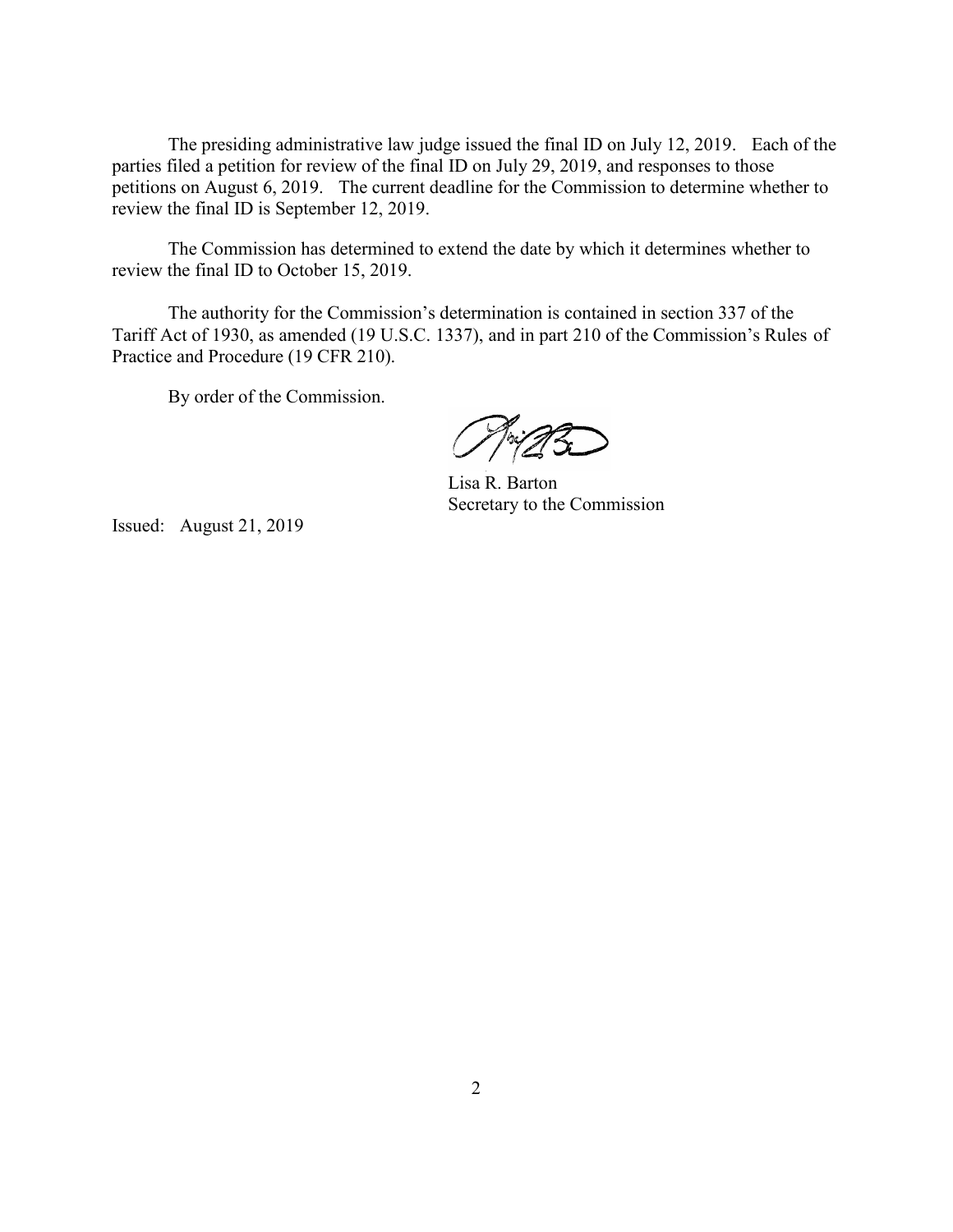The presiding administrative law judge issued the final ID on July 12, 2019. Each of the parties filed a petition for review of the final ID on July 29, 2019, and responses to those petitions on August 6, 2019. The current deadline for the Commission to determine whether to review the final ID is September 12, 2019.

The Commission has determined to extend the date by which it determines whether to review the final ID to October 15, 2019.

The authority for the Commission's determination is contained in section 337 of the Tariff Act of 1930, as amended (19 U.S.C. 1337), and in part 210 of the Commission's Rules of Practice and Procedure (19 CFR 210).

By order of the Commission.

Lisa R. Barton
Secretary to the Commission

Issued: August 21, 2019